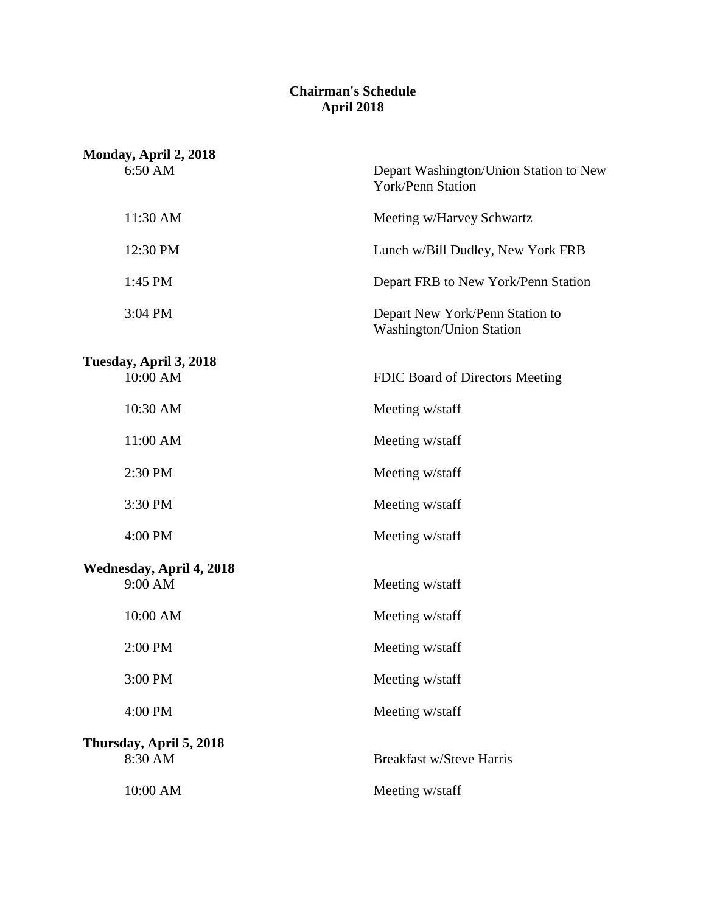# Chairman's Schedule
## April 2018

**Monday, April 2, 2018**

| | |
|---|---|
| 6:50 AM | Depart Washington/Union Station to New York/Penn Station |
| 11:30 AM | Meeting w/Harvey Schwartz |
| 12:30 PM | Lunch w/Bill Dudley, New York FRB |
| 1:45 PM | Depart FRB to New York/Penn Station |
| 3:04 PM | Depart New York/Penn Station to Washington/Union Station |

**Tuesday, April 3, 2018**

| | |
|---|---|
| 10:00 AM | FDIC Board of Directors Meeting |
| 10:30 AM | Meeting w/staff |
| 11:00 AM | Meeting w/staff |
| 2:30 PM | Meeting w/staff |
| 3:30 PM | Meeting w/staff |
| 4:00 PM | Meeting w/staff |

**Wednesday, April 4, 2018**

| | |
|---|---|
| 9:00 AM | Meeting w/staff |
| 10:00 AM | Meeting w/staff |
| 2:00 PM | Meeting w/staff |
| 3:00 PM | Meeting w/staff |
| 4:00 PM | Meeting w/staff |

**Thursday, April 5, 2018**

| | |
|---|---|
| 8:30 AM | Breakfast w/Steve Harris |
| 10:00 AM | Meeting w/staff |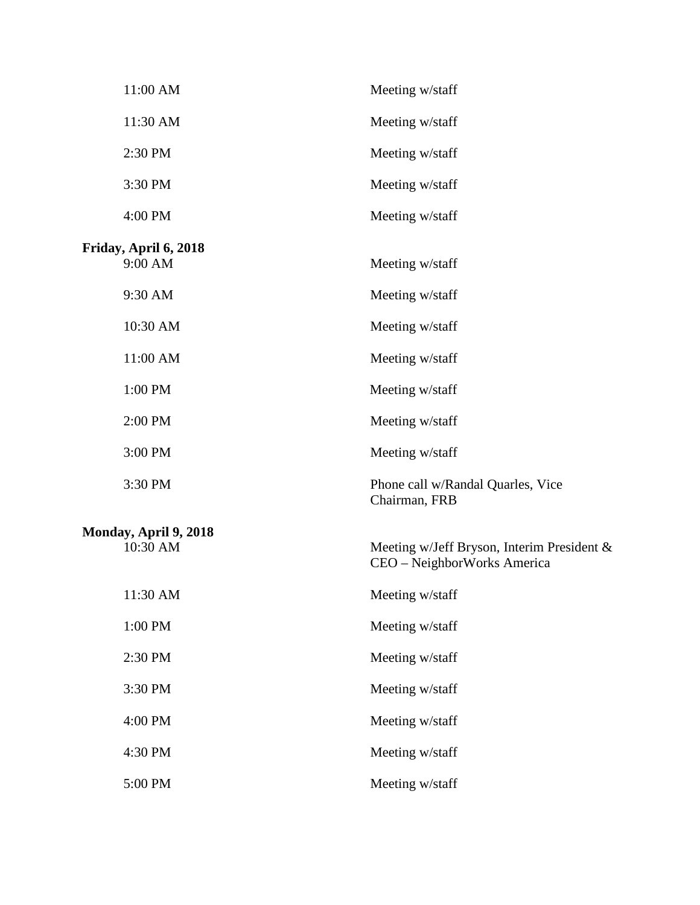| | |
|---|---|
| 11:00 AM | Meeting w/staff |
| 11:30 AM | Meeting w/staff |
| 2:30 PM | Meeting w/staff |
| 3:30 PM | Meeting w/staff |
| 4:00 PM | Meeting w/staff |

**Friday, April 6, 2018**

| | |
|---|---|
| 9:00 AM | Meeting w/staff |
| 9:30 AM | Meeting w/staff |
| 10:30 AM | Meeting w/staff |
| 11:00 AM | Meeting w/staff |
| 1:00 PM | Meeting w/staff |
| 2:00 PM | Meeting w/staff |
| 3:00 PM | Meeting w/staff |
| 3:30 PM | Phone call w/Randal Quarles, Vice Chairman, FRB |

**Monday, April 9, 2018**

| | |
|---|---|
| 10:30 AM | Meeting w/Jeff Bryson, Interim President & CEO – NeighborWorks America |
| 11:30 AM | Meeting w/staff |
| 1:00 PM | Meeting w/staff |
| 2:30 PM | Meeting w/staff |
| 3:30 PM | Meeting w/staff |
| 4:00 PM | Meeting w/staff |
| 4:30 PM | Meeting w/staff |
| 5:00 PM | Meeting w/staff |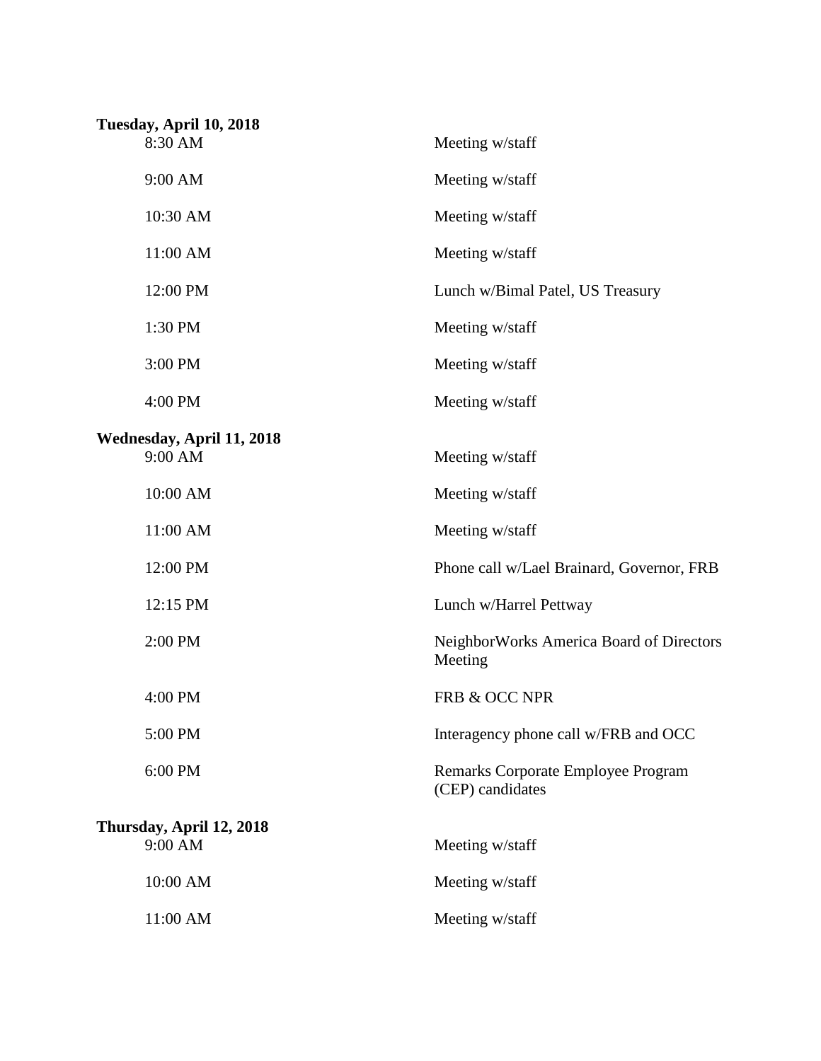**Tuesday, April 10, 2018**

| | |
|---|---|
| 8:30 AM | Meeting w/staff |
| 9:00 AM | Meeting w/staff |
| 10:30 AM | Meeting w/staff |
| 11:00 AM | Meeting w/staff |
| 12:00 PM | Lunch w/Bimal Patel, US Treasury |
| 1:30 PM | Meeting w/staff |
| 3:00 PM | Meeting w/staff |
| 4:00 PM | Meeting w/staff |

**Wednesday, April 11, 2018**

| | |
|---|---|
| 9:00 AM | Meeting w/staff |
| 10:00 AM | Meeting w/staff |
| 11:00 AM | Meeting w/staff |
| 12:00 PM | Phone call w/Lael Brainard, Governor, FRB |
| 12:15 PM | Lunch w/Harrel Pettway |
| 2:00 PM | NeighborWorks America Board of Directors Meeting |
| 4:00 PM | FRB & OCC NPR |
| 5:00 PM | Interagency phone call w/FRB and OCC |
| 6:00 PM | Remarks Corporate Employee Program (CEP) candidates |

**Thursday, April 12, 2018**

| | |
|---|---|
| 9:00 AM | Meeting w/staff |
| 10:00 AM | Meeting w/staff |
| 11:00 AM | Meeting w/staff |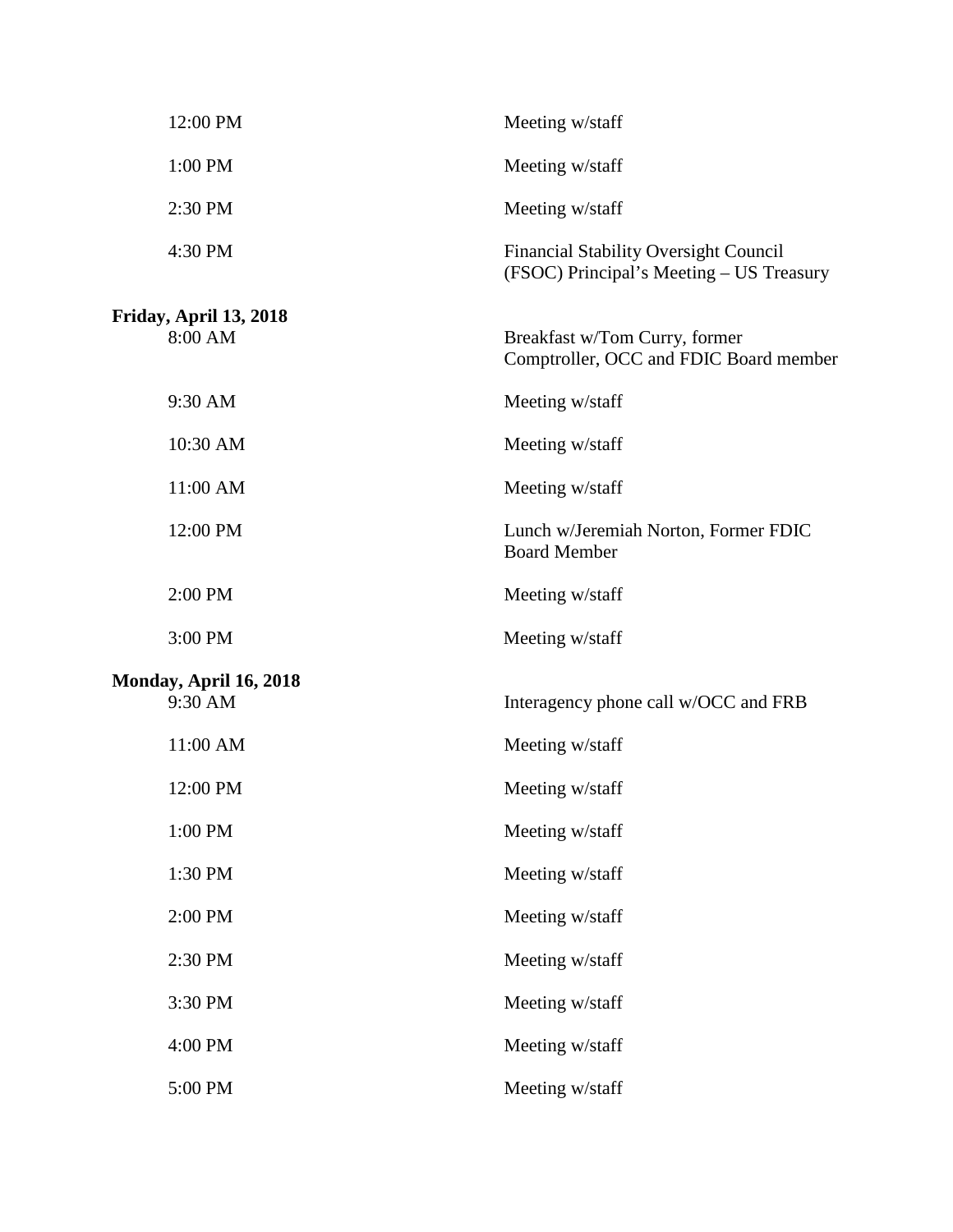| | |
|---|---|
| 12:00 PM | Meeting w/staff |
| 1:00 PM | Meeting w/staff |
| 2:30 PM | Meeting w/staff |
| 4:30 PM | Financial Stability Oversight Council (FSOC) Principal's Meeting – US Treasury |

**Friday, April 13, 2018**

| | |
|---|---|
| 8:00 AM | Breakfast w/Tom Curry, former Comptroller, OCC and FDIC Board member |
| 9:30 AM | Meeting w/staff |
| 10:30 AM | Meeting w/staff |
| 11:00 AM | Meeting w/staff |
| 12:00 PM | Lunch w/Jeremiah Norton, Former FDIC Board Member |
| 2:00 PM | Meeting w/staff |
| 3:00 PM | Meeting w/staff |

**Monday, April 16, 2018**

| | |
|---|---|
| 9:30 AM | Interagency phone call w/OCC and FRB |
| 11:00 AM | Meeting w/staff |
| 12:00 PM | Meeting w/staff |
| 1:00 PM | Meeting w/staff |
| 1:30 PM | Meeting w/staff |
| 2:00 PM | Meeting w/staff |
| 2:30 PM | Meeting w/staff |
| 3:30 PM | Meeting w/staff |
| 4:00 PM | Meeting w/staff |
| 5:00 PM | Meeting w/staff |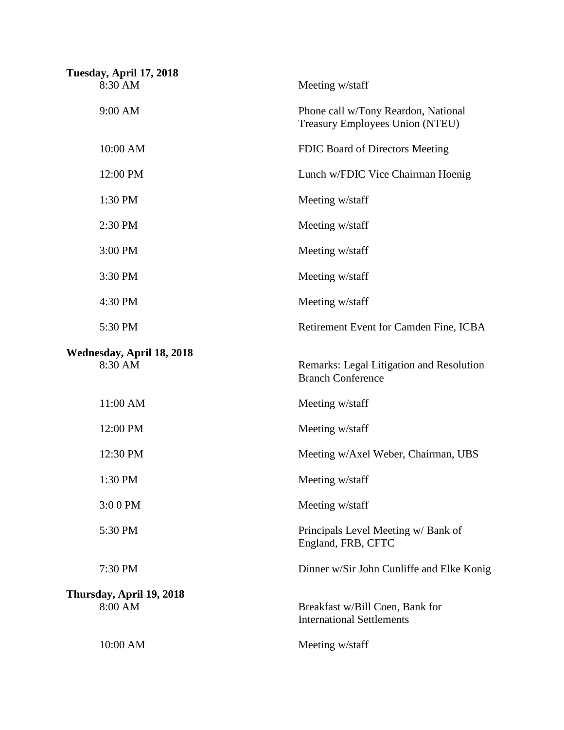**Tuesday, April 17, 2018**

| | |
|---|---|
| 8:30 AM | Meeting w/staff |
| 9:00 AM | Phone call w/Tony Reardon, National Treasury Employees Union (NTEU) |
| 10:00 AM | FDIC Board of Directors Meeting |
| 12:00 PM | Lunch w/FDIC Vice Chairman Hoenig |
| 1:30 PM | Meeting w/staff |
| 2:30 PM | Meeting w/staff |
| 3:00 PM | Meeting w/staff |
| 3:30 PM | Meeting w/staff |
| 4:30 PM | Meeting w/staff |
| 5:30 PM | Retirement Event for Camden Fine, ICBA |

**Wednesday, April 18, 2018**

| | |
|---|---|
| 8:30 AM | Remarks: Legal Litigation and Resolution Branch Conference |
| 11:00 AM | Meeting w/staff |
| 12:00 PM | Meeting w/staff |
| 12:30 PM | Meeting w/Axel Weber, Chairman, UBS |
| 1:30 PM | Meeting w/staff |
| 3:0 0 PM | Meeting w/staff |
| 5:30 PM | Principals Level Meeting w/ Bank of England, FRB, CFTC |
| 7:30 PM | Dinner w/Sir John Cunliffe and Elke Konig |

**Thursday, April 19, 2018**

| | |
|---|---|
| 8:00 AM | Breakfast w/Bill Coen, Bank for International Settlements |
| 10:00 AM | Meeting w/staff |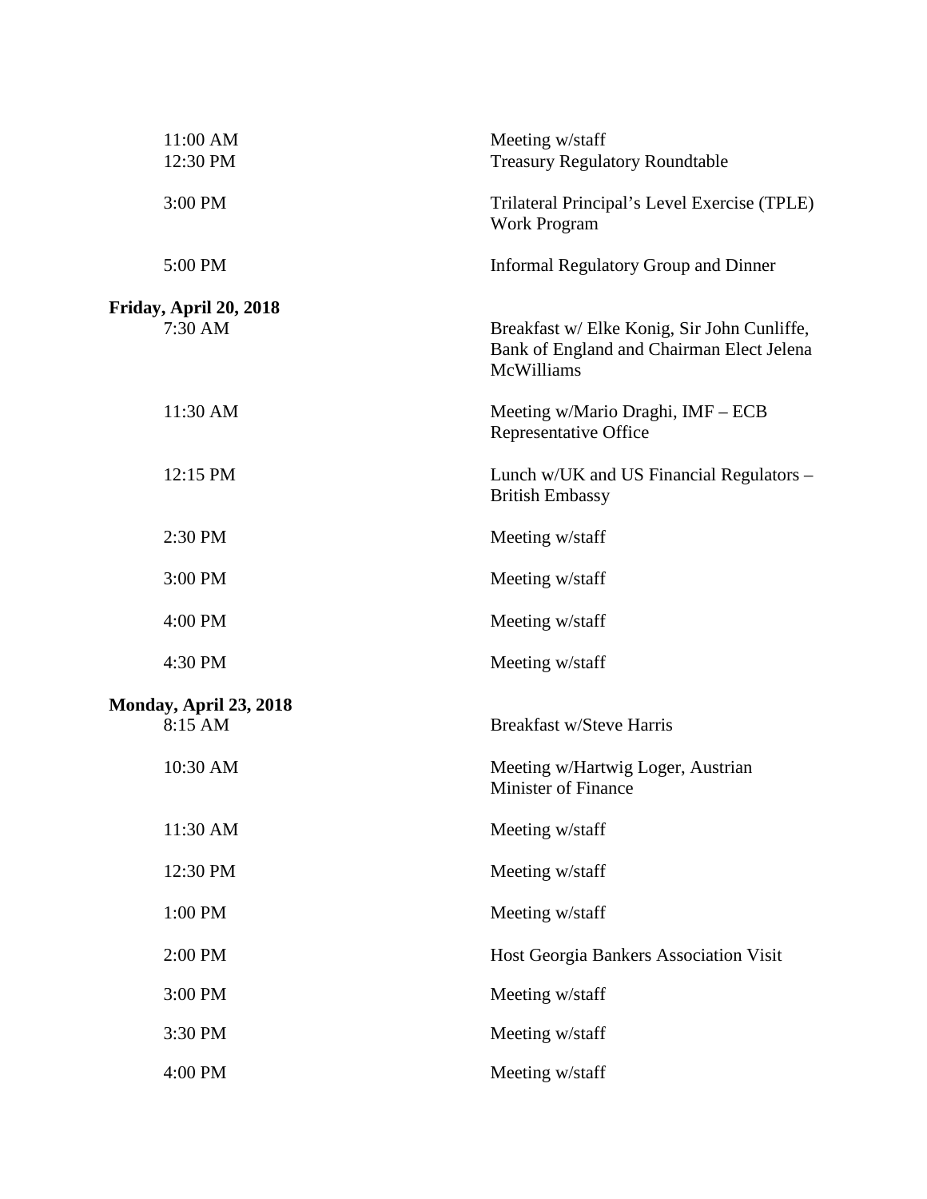| | |
|---|---|
| 11:00 AM | Meeting w/staff |
| 12:30 PM | Treasury Regulatory Roundtable |
| 3:00 PM | Trilateral Principal's Level Exercise (TPLE) Work Program |
| 5:00 PM | Informal Regulatory Group and Dinner |

**Friday, April 20, 2018**

| | |
|---|---|
| 7:30 AM | Breakfast w/ Elke Konig, Sir John Cunliffe, Bank of England and Chairman Elect Jelena McWilliams |
| 11:30 AM | Meeting w/Mario Draghi, IMF – ECB Representative Office |
| 12:15 PM | Lunch w/UK and US Financial Regulators – British Embassy |
| 2:30 PM | Meeting w/staff |
| 3:00 PM | Meeting w/staff |
| 4:00 PM | Meeting w/staff |
| 4:30 PM | Meeting w/staff |

**Monday, April 23, 2018**

| | |
|---|---|
| 8:15 AM | Breakfast w/Steve Harris |
| 10:30 AM | Meeting w/Hartwig Loger, Austrian Minister of Finance |
| 11:30 AM | Meeting w/staff |
| 12:30 PM | Meeting w/staff |
| 1:00 PM | Meeting w/staff |
| 2:00 PM | Host Georgia Bankers Association Visit |
| 3:00 PM | Meeting w/staff |
| 3:30 PM | Meeting w/staff |
| 4:00 PM | Meeting w/staff |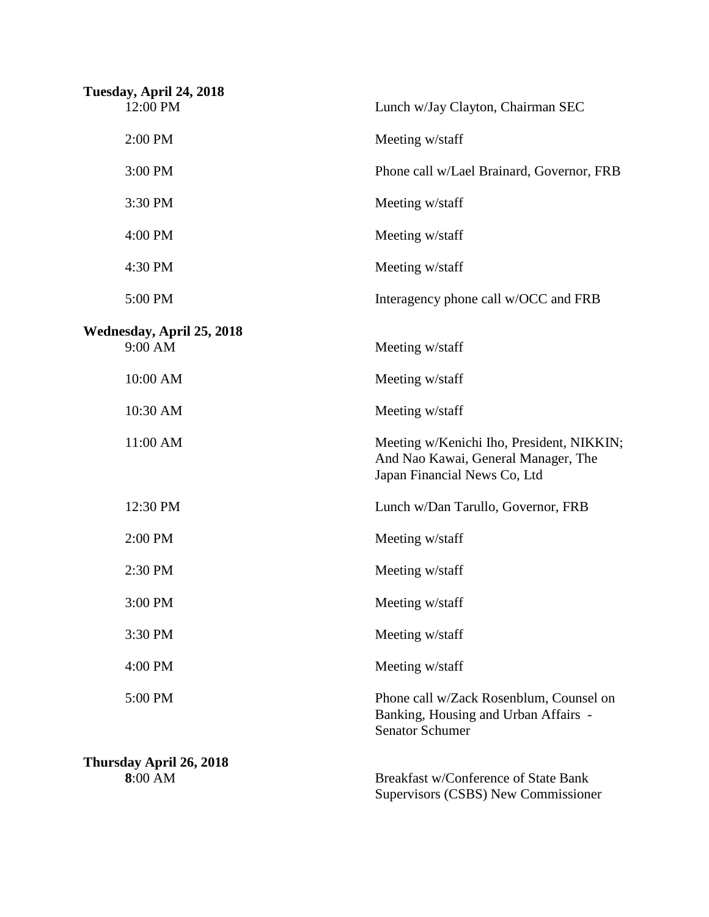**Tuesday, April 24, 2018**

| | |
|---|---|
| 12:00 PM | Lunch w/Jay Clayton, Chairman SEC |
| 2:00 PM | Meeting w/staff |
| 3:00 PM | Phone call w/Lael Brainard, Governor, FRB |
| 3:30 PM | Meeting w/staff |
| 4:00 PM | Meeting w/staff |
| 4:30 PM | Meeting w/staff |
| 5:00 PM | Interagency phone call w/OCC and FRB |

**Wednesday, April 25, 2018**

| | |
|---|---|
| 9:00 AM | Meeting w/staff |
| 10:00 AM | Meeting w/staff |
| 10:30 AM | Meeting w/staff |
| 11:00 AM | Meeting w/Kenichi Iho, President, NIKKIN; And Nao Kawai, General Manager, The Japan Financial News Co, Ltd |
| 12:30 PM | Lunch w/Dan Tarullo, Governor, FRB |
| 2:00 PM | Meeting w/staff |
| 2:30 PM | Meeting w/staff |
| 3:00 PM | Meeting w/staff |
| 3:30 PM | Meeting w/staff |
| 4:00 PM | Meeting w/staff |
| 5:00 PM | Phone call w/Zack Rosenblum, Counsel on Banking, Housing and Urban Affairs - Senator Schumer |

**Thursday April 26, 2018**

| | |
|---|---|
| **8**:00 AM | Breakfast w/Conference of State Bank Supervisors (CSBS) New Commissioner |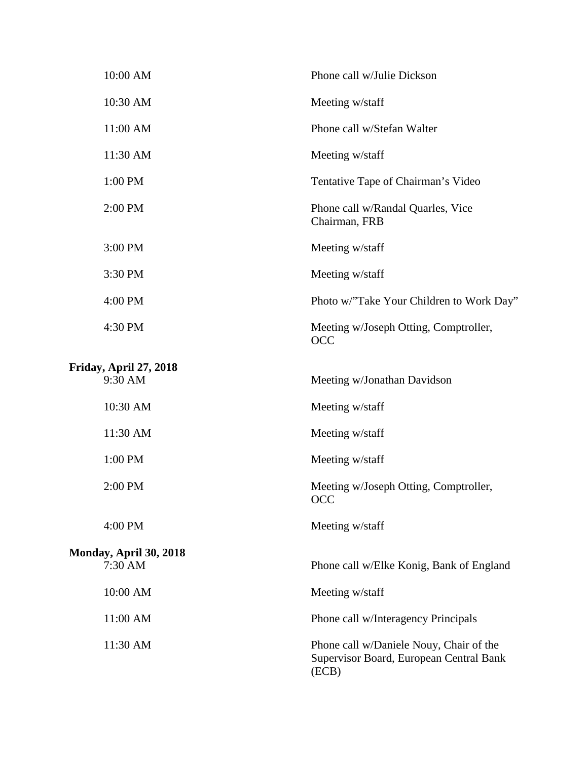| | |
|---|---|
| 10:00 AM | Phone call w/Julie Dickson |
| 10:30 AM | Meeting w/staff |
| 11:00 AM | Phone call w/Stefan Walter |
| 11:30 AM | Meeting w/staff |
| 1:00 PM | Tentative Tape of Chairman's Video |
| 2:00 PM | Phone call w/Randal Quarles, Vice Chairman, FRB |
| 3:00 PM | Meeting w/staff |
| 3:30 PM | Meeting w/staff |
| 4:00 PM | Photo w/"Take Your Children to Work Day" |
| 4:30 PM | Meeting w/Joseph Otting, Comptroller, OCC |

**Friday, April 27, 2018**

| | |
|---|---|
| 9:30 AM | Meeting w/Jonathan Davidson |
| 10:30 AM | Meeting w/staff |
| 11:30 AM | Meeting w/staff |
| 1:00 PM | Meeting w/staff |
| 2:00 PM | Meeting w/Joseph Otting, Comptroller, OCC |
| 4:00 PM | Meeting w/staff |

**Monday, April 30, 2018**

| | |
|---|---|
| 7:30 AM | Phone call w/Elke Konig, Bank of England |
| 10:00 AM | Meeting w/staff |
| 11:00 AM | Phone call w/Interagency Principals |
| 11:30 AM | Phone call w/Daniele Nouy, Chair of the Supervisor Board, European Central Bank (ECB) |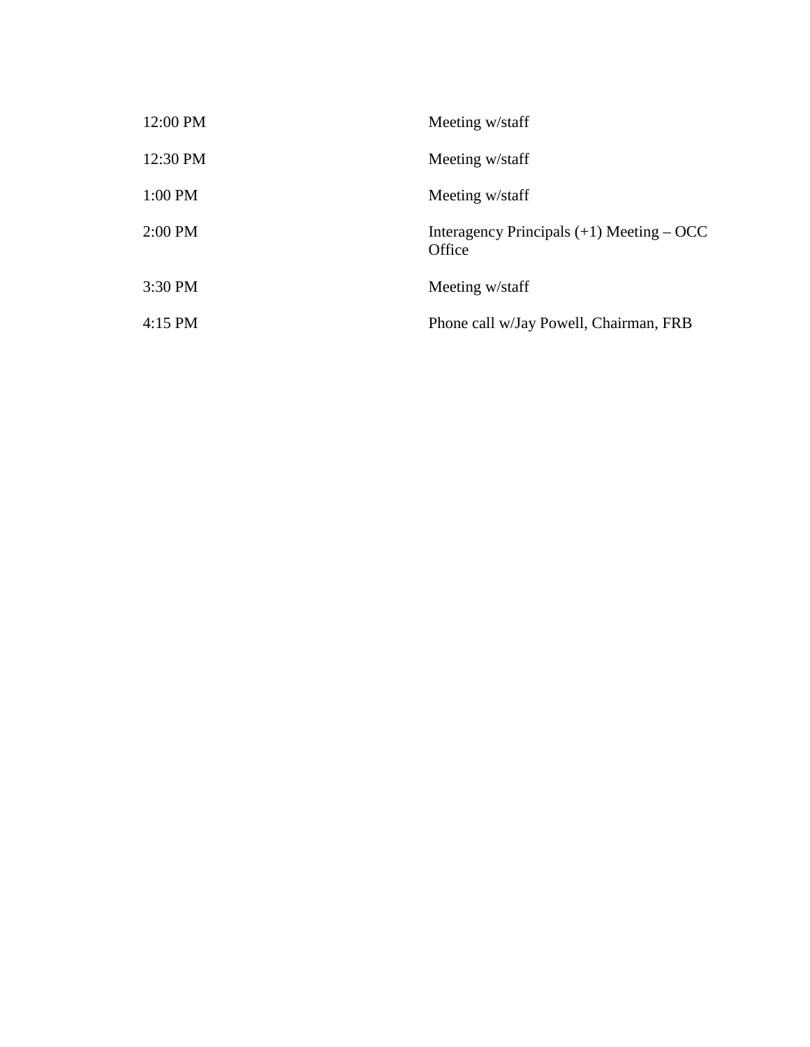| | |
|---|---|
| 12:00 PM | Meeting w/staff |
| 12:30 PM | Meeting w/staff |
| 1:00 PM | Meeting w/staff |
| 2:00 PM | Interagency Principals (+1) Meeting – OCC Office |
| 3:30 PM | Meeting w/staff |
| 4:15 PM | Phone call w/Jay Powell, Chairman, FRB |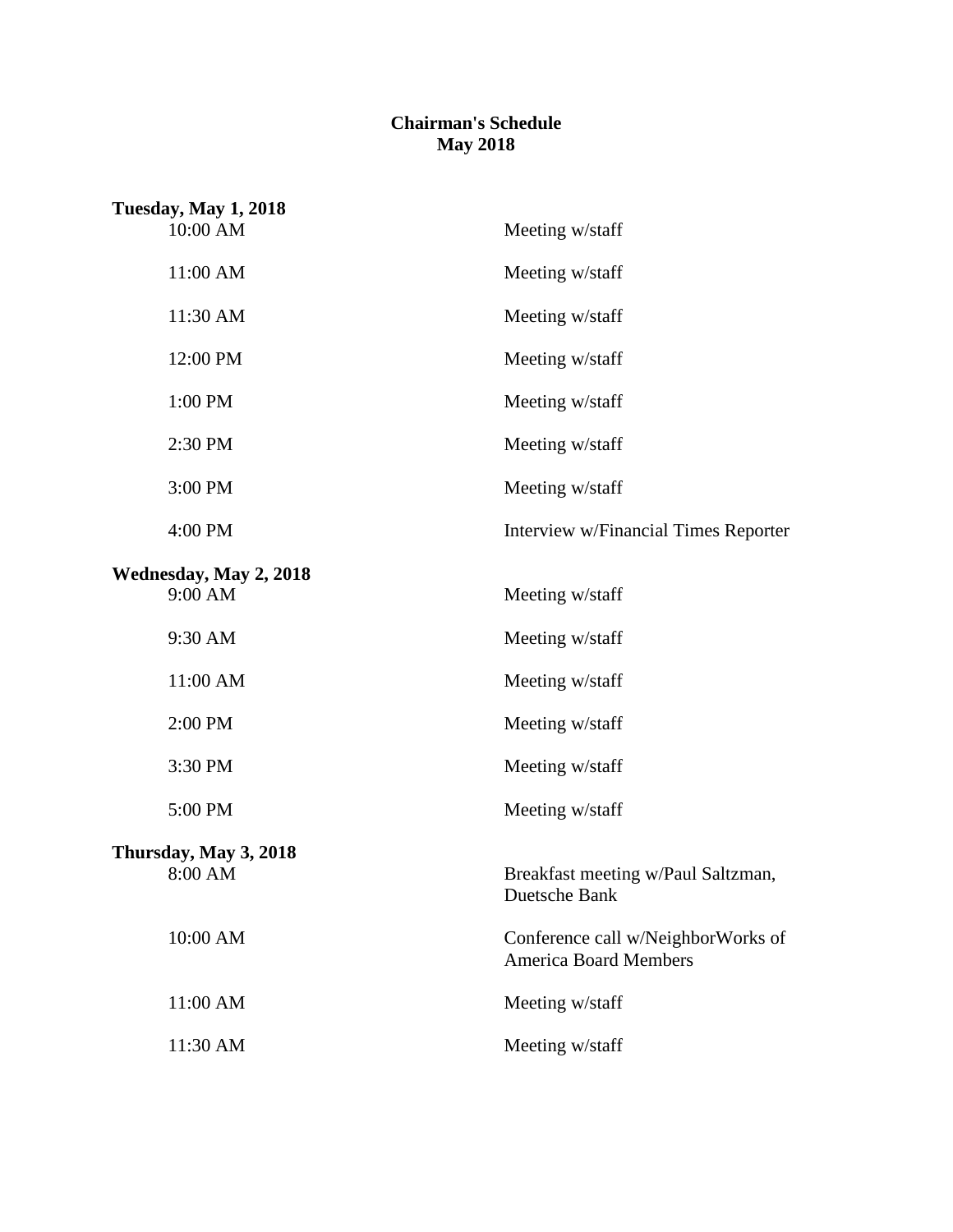**Chairman's Schedule**
**May 2018**

**Tuesday, May 1, 2018**

| | |
|---|---|
| 10:00 AM | Meeting w/staff |
| 11:00 AM | Meeting w/staff |
| 11:30 AM | Meeting w/staff |
| 12:00 PM | Meeting w/staff |
| 1:00 PM | Meeting w/staff |
| 2:30 PM | Meeting w/staff |
| 3:00 PM | Meeting w/staff |
| 4:00 PM | Interview w/Financial Times Reporter |

**Wednesday, May 2, 2018**

| | |
|---|---|
| 9:00 AM | Meeting w/staff |
| 9:30 AM | Meeting w/staff |
| 11:00 AM | Meeting w/staff |
| 2:00 PM | Meeting w/staff |
| 3:30 PM | Meeting w/staff |
| 5:00 PM | Meeting w/staff |

**Thursday, May 3, 2018**

| | |
|---|---|
| 8:00 AM | Breakfast meeting w/Paul Saltzman, Duetsche Bank |
| 10:00 AM | Conference call w/NeighborWorks of America Board Members |
| 11:00 AM | Meeting w/staff |
| 11:30 AM | Meeting w/staff |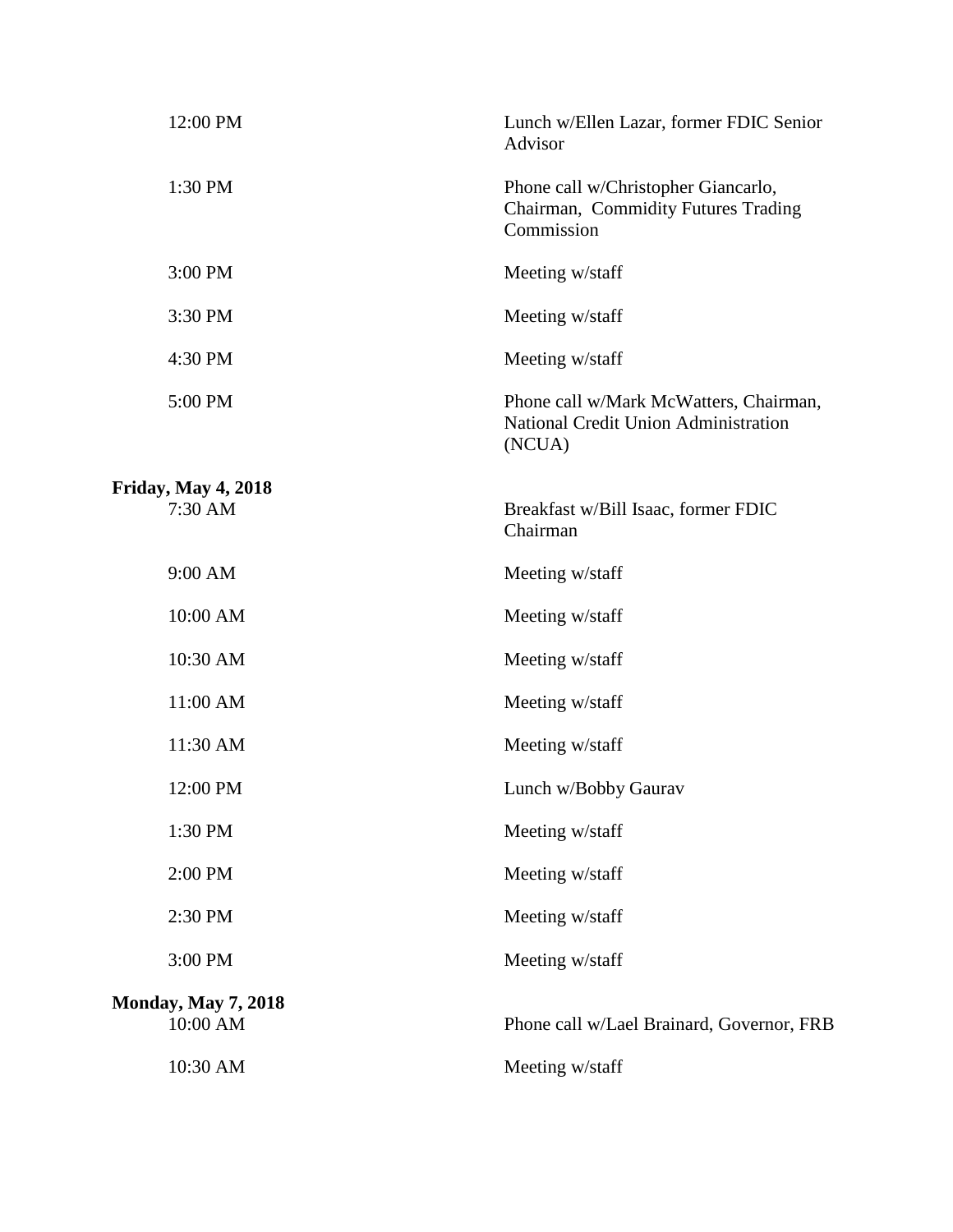| | |
|---|---|
| 12:00 PM | Lunch w/Ellen Lazar, former FDIC Senior Advisor |
| 1:30 PM | Phone call w/Christopher Giancarlo, Chairman, Commidity Futures Trading Commission |
| 3:00 PM | Meeting w/staff |
| 3:30 PM | Meeting w/staff |
| 4:30 PM | Meeting w/staff |
| 5:00 PM | Phone call w/Mark McWatters, Chairman, National Credit Union Administration (NCUA) |

**Friday, May 4, 2018**

| | |
|---|---|
| 7:30 AM | Breakfast w/Bill Isaac, former FDIC Chairman |
| 9:00 AM | Meeting w/staff |
| 10:00 AM | Meeting w/staff |
| 10:30 AM | Meeting w/staff |
| 11:00 AM | Meeting w/staff |
| 11:30 AM | Meeting w/staff |
| 12:00 PM | Lunch w/Bobby Gaurav |
| 1:30 PM | Meeting w/staff |
| 2:00 PM | Meeting w/staff |
| 2:30 PM | Meeting w/staff |
| 3:00 PM | Meeting w/staff |

**Monday, May 7, 2018**

| | |
|---|---|
| 10:00 AM | Phone call w/Lael Brainard, Governor, FRB |
| 10:30 AM | Meeting w/staff |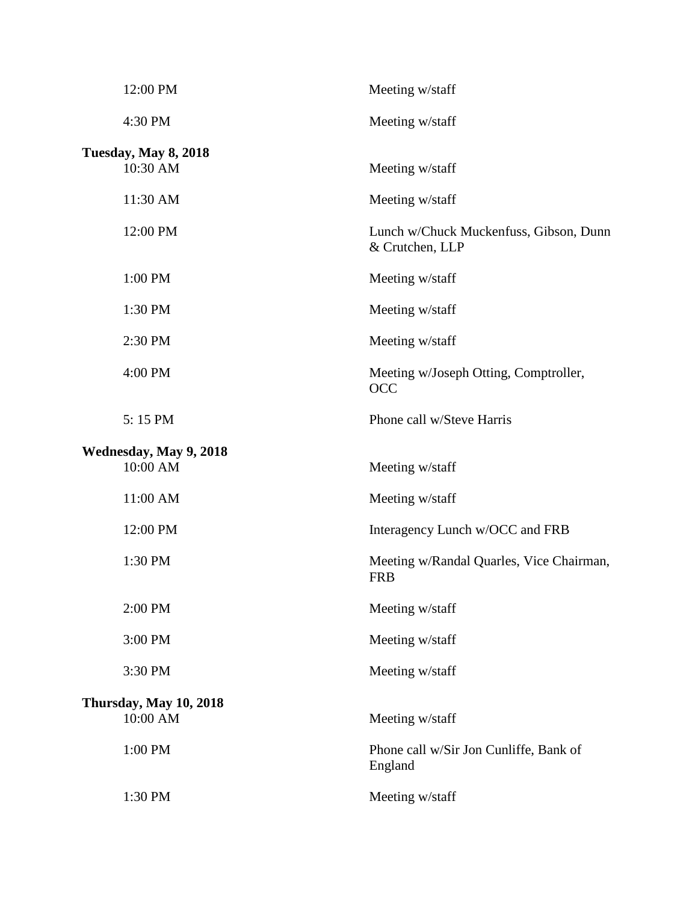| | |
|---|---|
| 12:00 PM | Meeting w/staff |
| 4:30 PM | Meeting w/staff |

**Tuesday, May 8, 2018**

| | |
|---|---|
| 10:30 AM | Meeting w/staff |
| 11:30 AM | Meeting w/staff |
| 12:00 PM | Lunch w/Chuck Muckenfuss, Gibson, Dunn & Crutchen, LLP |
| 1:00 PM | Meeting w/staff |
| 1:30 PM | Meeting w/staff |
| 2:30 PM | Meeting w/staff |
| 4:00 PM | Meeting w/Joseph Otting, Comptroller, OCC |
| 5: 15 PM | Phone call w/Steve Harris |

**Wednesday, May 9, 2018**

| | |
|---|---|
| 10:00 AM | Meeting w/staff |
| 11:00 AM | Meeting w/staff |
| 12:00 PM | Interagency Lunch w/OCC and FRB |
| 1:30 PM | Meeting w/Randal Quarles, Vice Chairman, FRB |
| 2:00 PM | Meeting w/staff |
| 3:00 PM | Meeting w/staff |
| 3:30 PM | Meeting w/staff |

**Thursday, May 10, 2018**

| | |
|---|---|
| 10:00 AM | Meeting w/staff |
| 1:00 PM | Phone call w/Sir Jon Cunliffe, Bank of England |
| 1:30 PM | Meeting w/staff |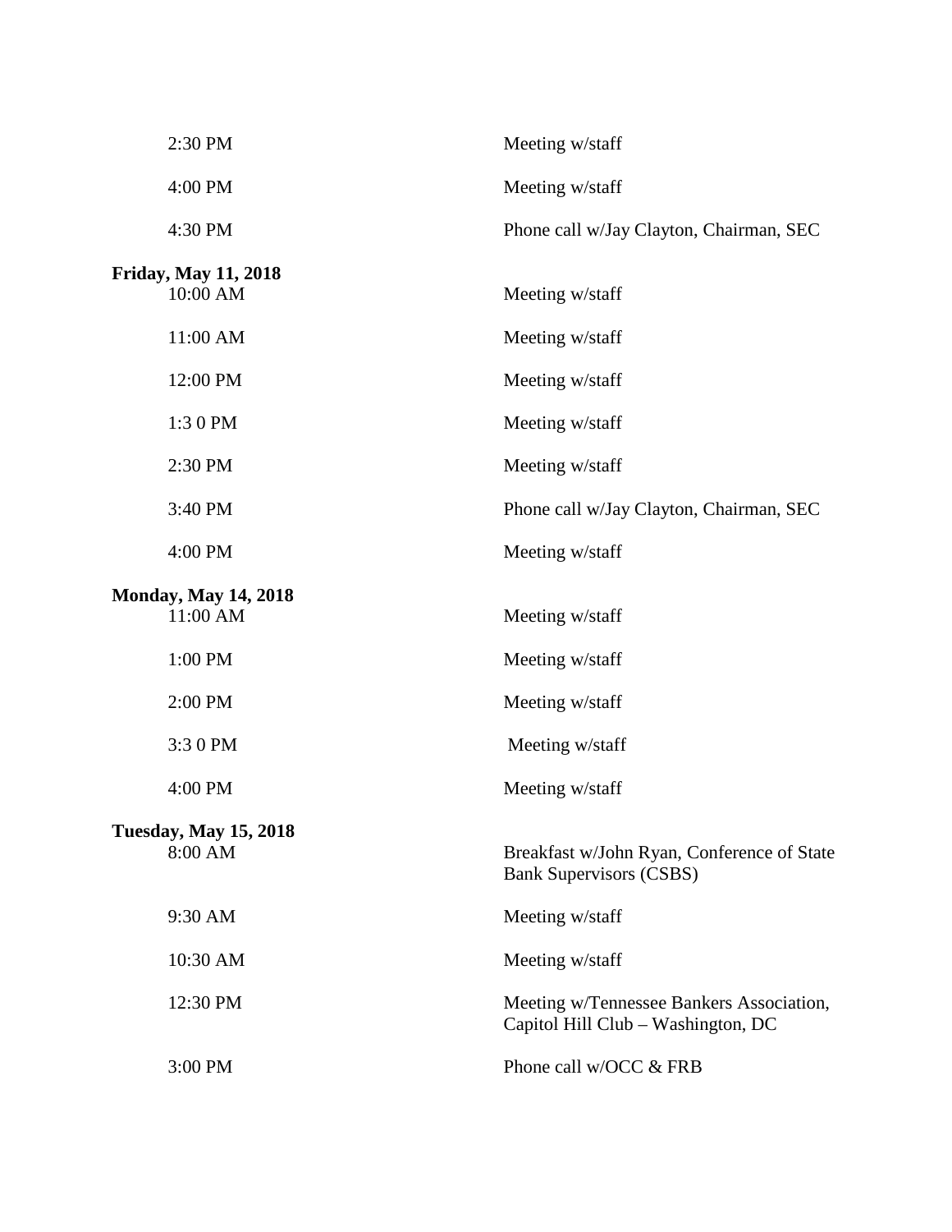| | |
|---|---|
| 2:30 PM | Meeting w/staff |
| 4:00 PM | Meeting w/staff |
| 4:30 PM | Phone call w/Jay Clayton, Chairman, SEC |

**Friday, May 11, 2018**

| | |
|---|---|
| 10:00 AM | Meeting w/staff |
| 11:00 AM | Meeting w/staff |
| 12:00 PM | Meeting w/staff |
| 1:3 0 PM | Meeting w/staff |
| 2:30 PM | Meeting w/staff |
| 3:40 PM | Phone call w/Jay Clayton, Chairman, SEC |
| 4:00 PM | Meeting w/staff |

**Monday, May 14, 2018**

| | |
|---|---|
| 11:00 AM | Meeting w/staff |
| 1:00 PM | Meeting w/staff |
| 2:00 PM | Meeting w/staff |
| 3:3 0 PM | Meeting w/staff |
| 4:00 PM | Meeting w/staff |

**Tuesday, May 15, 2018**

| | |
|---|---|
| 8:00 AM | Breakfast w/John Ryan, Conference of State Bank Supervisors (CSBS) |
| 9:30 AM | Meeting w/staff |
| 10:30 AM | Meeting w/staff |
| 12:30 PM | Meeting w/Tennessee Bankers Association, Capitol Hill Club – Washington, DC |
| 3:00 PM | Phone call w/OCC & FRB |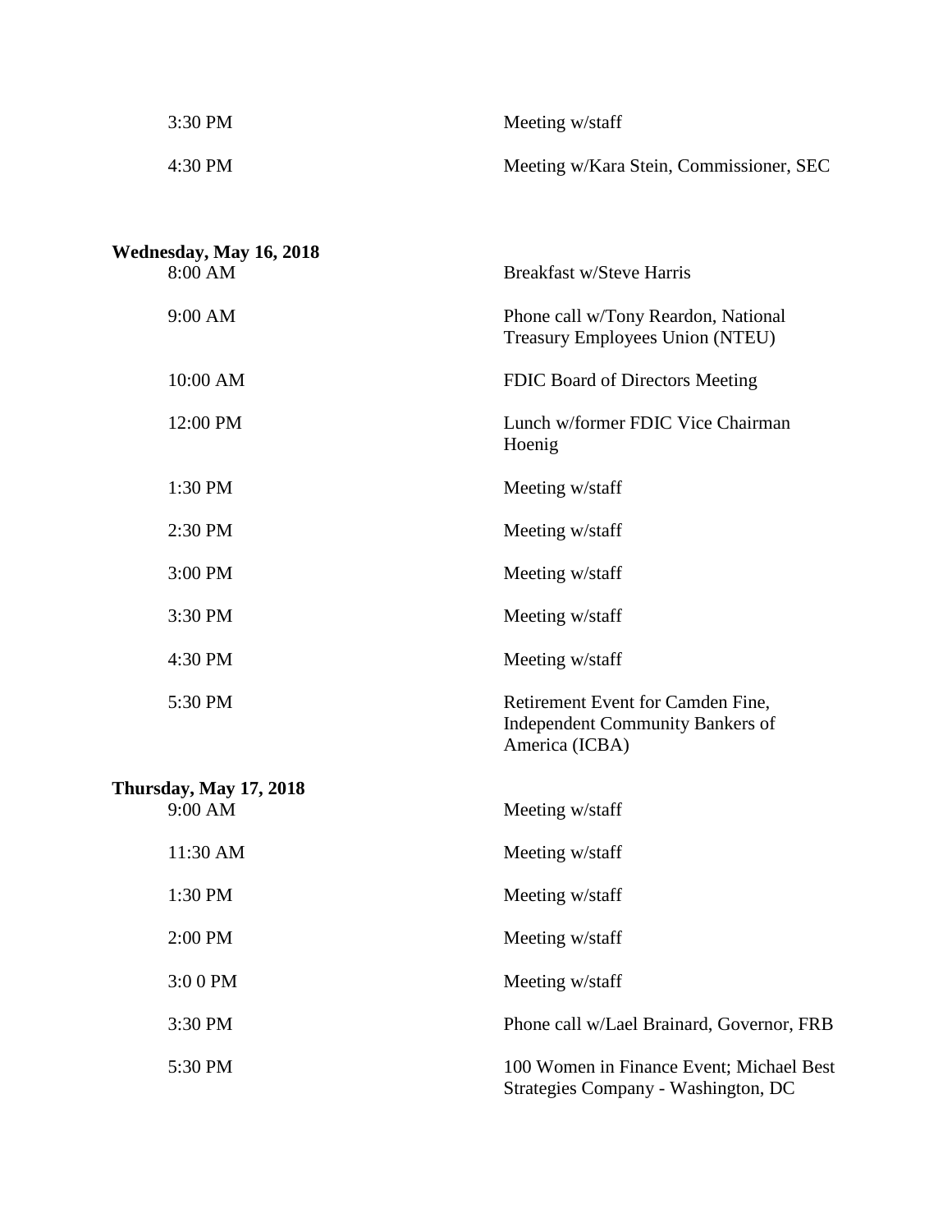| | |
|---|---|
| 3:30 PM | Meeting w/staff |
| 4:30 PM | Meeting w/Kara Stein, Commissioner, SEC |

**Wednesday, May 16, 2018**

| | |
|---|---|
| 8:00 AM | Breakfast w/Steve Harris |
| 9:00 AM | Phone call w/Tony Reardon, National Treasury Employees Union (NTEU) |
| 10:00 AM | FDIC Board of Directors Meeting |
| 12:00 PM | Lunch w/former FDIC Vice Chairman Hoenig |
| 1:30 PM | Meeting w/staff |
| 2:30 PM | Meeting w/staff |
| 3:00 PM | Meeting w/staff |
| 3:30 PM | Meeting w/staff |
| 4:30 PM | Meeting w/staff |
| 5:30 PM | Retirement Event for Camden Fine, Independent Community Bankers of America (ICBA) |

**Thursday, May 17, 2018**

| | |
|---|---|
| 9:00 AM | Meeting w/staff |
| 11:30 AM | Meeting w/staff |
| 1:30 PM | Meeting w/staff |
| 2:00 PM | Meeting w/staff |
| 3:0 0 PM | Meeting w/staff |
| 3:30 PM | Phone call w/Lael Brainard, Governor, FRB |
| 5:30 PM | 100 Women in Finance Event; Michael Best Strategies Company - Washington, DC |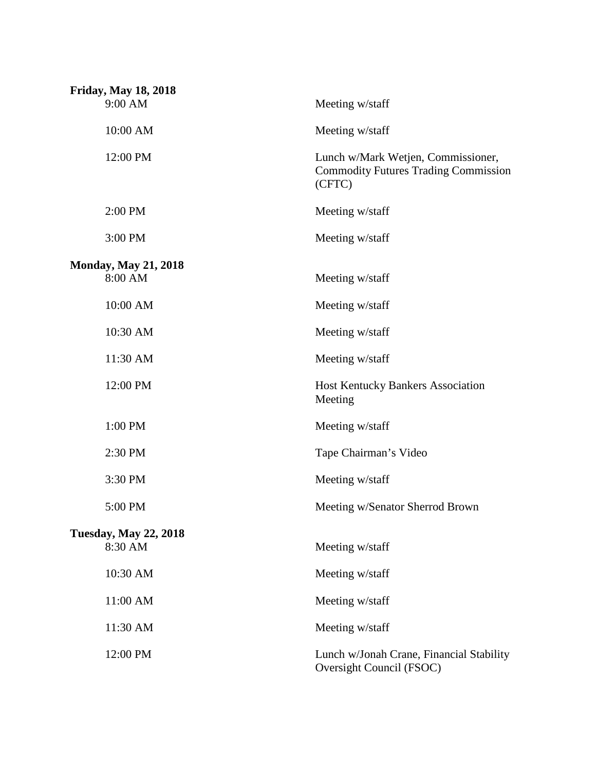**Friday, May 18, 2018**

| | |
|---|---|
| 9:00 AM | Meeting w/staff |
| 10:00 AM | Meeting w/staff |
| 12:00 PM | Lunch w/Mark Wetjen, Commissioner, Commodity Futures Trading Commission (CFTC) |
| 2:00 PM | Meeting w/staff |
| 3:00 PM | Meeting w/staff |

**Monday, May 21, 2018**

| | |
|---|---|
| 8:00 AM | Meeting w/staff |
| 10:00 AM | Meeting w/staff |
| 10:30 AM | Meeting w/staff |
| 11:30 AM | Meeting w/staff |
| 12:00 PM | Host Kentucky Bankers Association Meeting |
| 1:00 PM | Meeting w/staff |
| 2:30 PM | Tape Chairman's Video |
| 3:30 PM | Meeting w/staff |
| 5:00 PM | Meeting w/Senator Sherrod Brown |

**Tuesday, May 22, 2018**

| | |
|---|---|
| 8:30 AM | Meeting w/staff |
| 10:30 AM | Meeting w/staff |
| 11:00 AM | Meeting w/staff |
| 11:30 AM | Meeting w/staff |
| 12:00 PM | Lunch w/Jonah Crane, Financial Stability Oversight Council (FSOC) |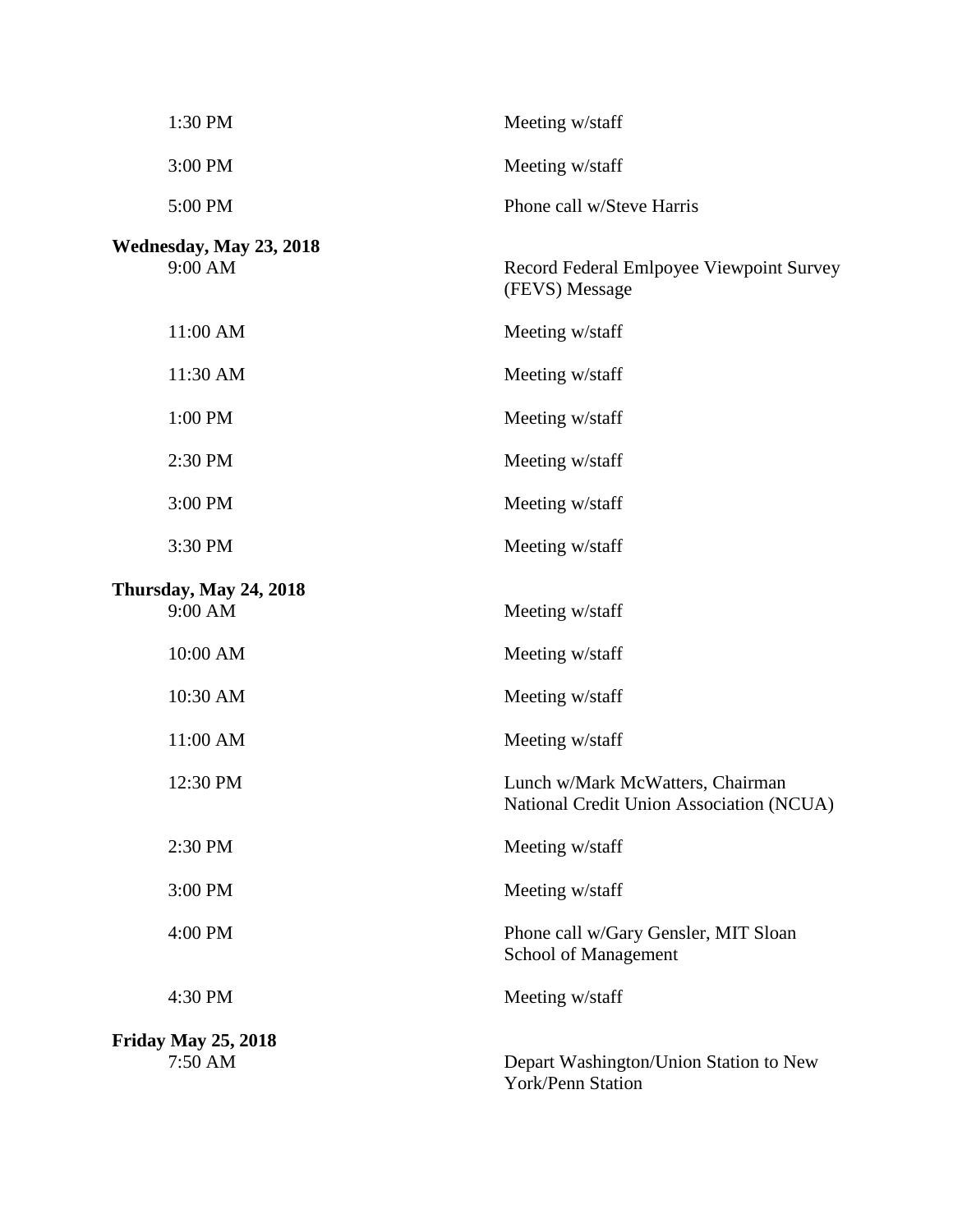| | |
|---|---|
| 1:30 PM | Meeting w/staff |
| 3:00 PM | Meeting w/staff |
| 5:00 PM | Phone call w/Steve Harris |

**Wednesday, May 23, 2018**

| | |
|---|---|
| 9:00 AM | Record Federal Emlpoyee Viewpoint Survey (FEVS) Message |
| 11:00 AM | Meeting w/staff |
| 11:30 AM | Meeting w/staff |
| 1:00 PM | Meeting w/staff |
| 2:30 PM | Meeting w/staff |
| 3:00 PM | Meeting w/staff |
| 3:30 PM | Meeting w/staff |

**Thursday, May 24, 2018**

| | |
|---|---|
| 9:00 AM | Meeting w/staff |
| 10:00 AM | Meeting w/staff |
| 10:30 AM | Meeting w/staff |
| 11:00 AM | Meeting w/staff |
| 12:30 PM | Lunch w/Mark McWatters, Chairman National Credit Union Association (NCUA) |
| 2:30 PM | Meeting w/staff |
| 3:00 PM | Meeting w/staff |
| 4:00 PM | Phone call w/Gary Gensler, MIT Sloan School of Management |
| 4:30 PM | Meeting w/staff |

**Friday May 25, 2018**

| | |
|---|---|
| 7:50 AM | Depart Washington/Union Station to New York/Penn Station |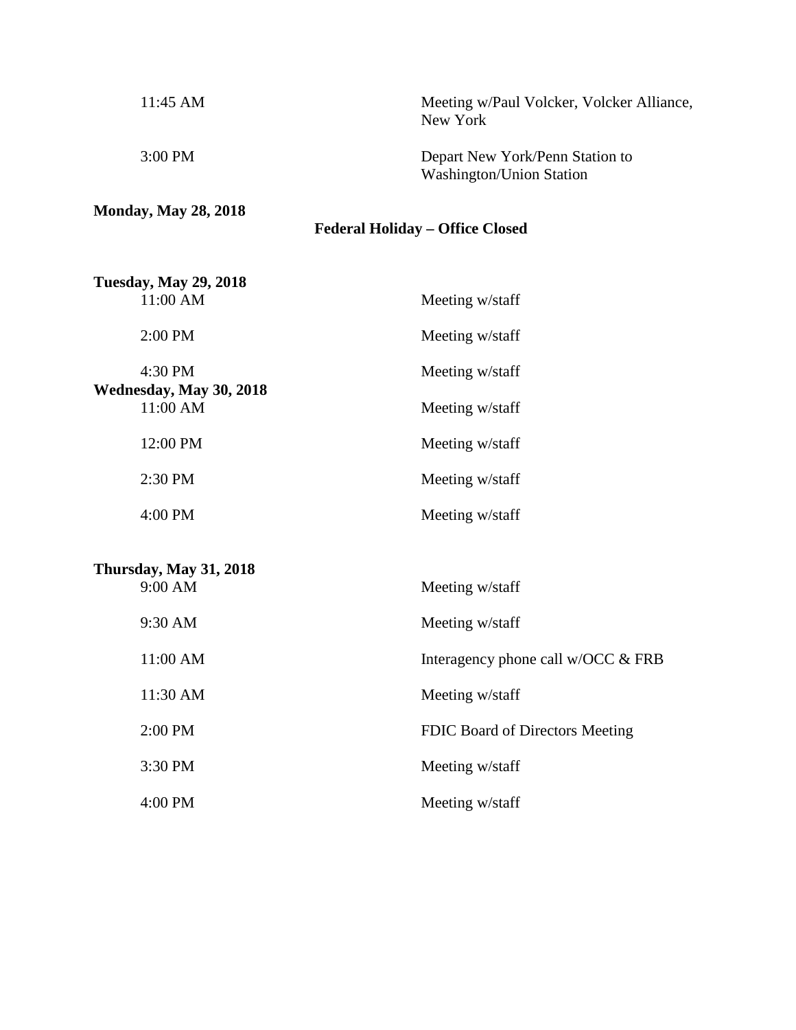| | |
|---|---|
| 11:45 AM | Meeting w/Paul Volcker, Volcker Alliance, New York |
| 3:00 PM | Depart New York/Penn Station to Washington/Union Station |

**Monday, May 28, 2018**

**Federal Holiday – Office Closed**

**Tuesday, May 29, 2018**

| | |
|---|---|
| 11:00 AM | Meeting w/staff |
| 2:00 PM | Meeting w/staff |
| 4:30 PM | Meeting w/staff |

**Wednesday, May 30, 2018**

| | |
|---|---|
| 11:00 AM | Meeting w/staff |
| 12:00 PM | Meeting w/staff |
| 2:30 PM | Meeting w/staff |
| 4:00 PM | Meeting w/staff |

**Thursday, May 31, 2018**

| | |
|---|---|
| 9:00 AM | Meeting w/staff |
| 9:30 AM | Meeting w/staff |
| 11:00 AM | Interagency phone call w/OCC & FRB |
| 11:30 AM | Meeting w/staff |
| 2:00 PM | FDIC Board of Directors Meeting |
| 3:30 PM | Meeting w/staff |
| 4:00 PM | Meeting w/staff |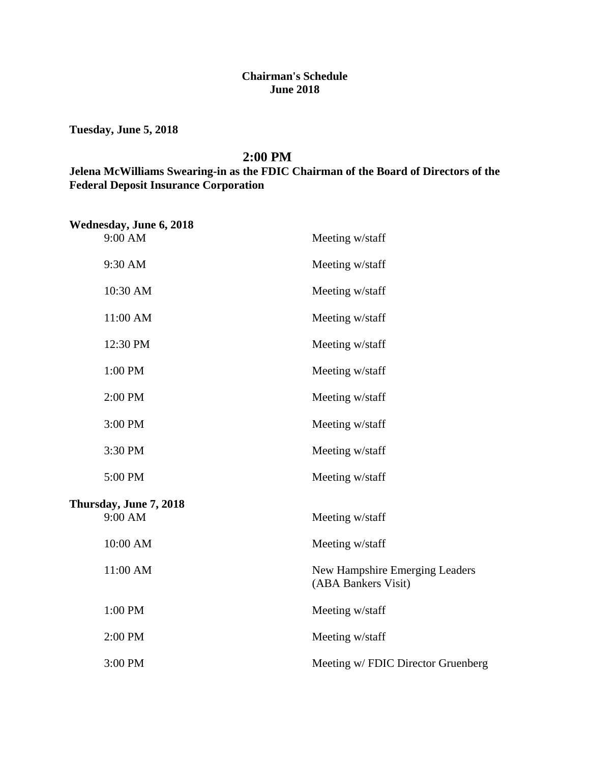**Chairman's Schedule**
**June 2018**

**Tuesday, June 5, 2018**

## 2:00 PM

**Jelena McWilliams Swearing-in as the FDIC Chairman of the Board of Directors of the Federal Deposit Insurance Corporation**

**Wednesday, June 6, 2018**

| | |
|---|---|
| 9:00 AM | Meeting w/staff |
| 9:30 AM | Meeting w/staff |
| 10:30 AM | Meeting w/staff |
| 11:00 AM | Meeting w/staff |
| 12:30 PM | Meeting w/staff |
| 1:00 PM | Meeting w/staff |
| 2:00 PM | Meeting w/staff |
| 3:00 PM | Meeting w/staff |
| 3:30 PM | Meeting w/staff |
| 5:00 PM | Meeting w/staff |

**Thursday, June 7, 2018**

| | |
|---|---|
| 9:00 AM | Meeting w/staff |
| 10:00 AM | Meeting w/staff |
| 11:00 AM | New Hampshire Emerging Leaders (ABA Bankers Visit) |
| 1:00 PM | Meeting w/staff |
| 2:00 PM | Meeting w/staff |
| 3:00 PM | Meeting w/ FDIC Director Gruenberg |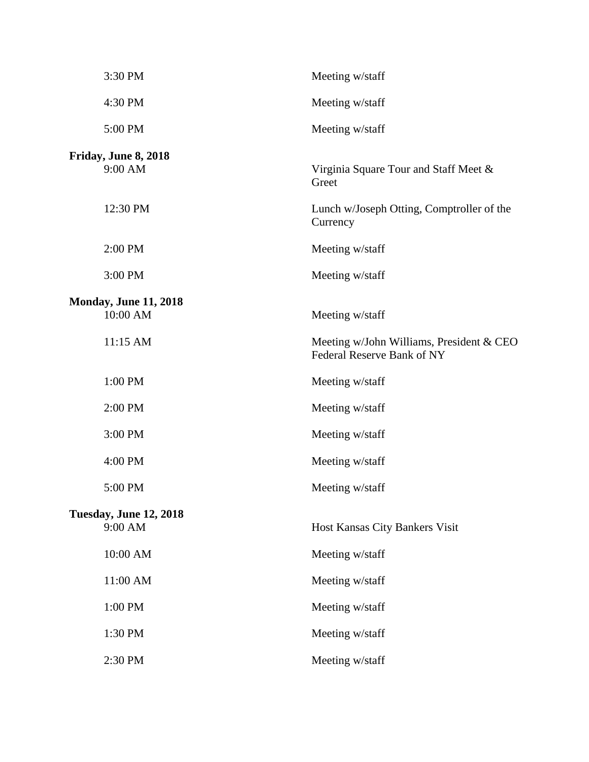| | |
|---|---|
| 3:30 PM | Meeting w/staff |
| 4:30 PM | Meeting w/staff |
| 5:00 PM | Meeting w/staff |

**Friday, June 8, 2018**

| | |
|---|---|
| 9:00 AM | Virginia Square Tour and Staff Meet & Greet |
| 12:30 PM | Lunch w/Joseph Otting, Comptroller of the Currency |
| 2:00 PM | Meeting w/staff |
| 3:00 PM | Meeting w/staff |

**Monday, June 11, 2018**

| | |
|---|---|
| 10:00 AM | Meeting w/staff |
| 11:15 AM | Meeting w/John Williams, President & CEO Federal Reserve Bank of NY |
| 1:00 PM | Meeting w/staff |
| 2:00 PM | Meeting w/staff |
| 3:00 PM | Meeting w/staff |
| 4:00 PM | Meeting w/staff |
| 5:00 PM | Meeting w/staff |

**Tuesday, June 12, 2018**

| | |
|---|---|
| 9:00 AM | Host Kansas City Bankers Visit |
| 10:00 AM | Meeting w/staff |
| 11:00 AM | Meeting w/staff |
| 1:00 PM | Meeting w/staff |
| 1:30 PM | Meeting w/staff |
| 2:30 PM | Meeting w/staff |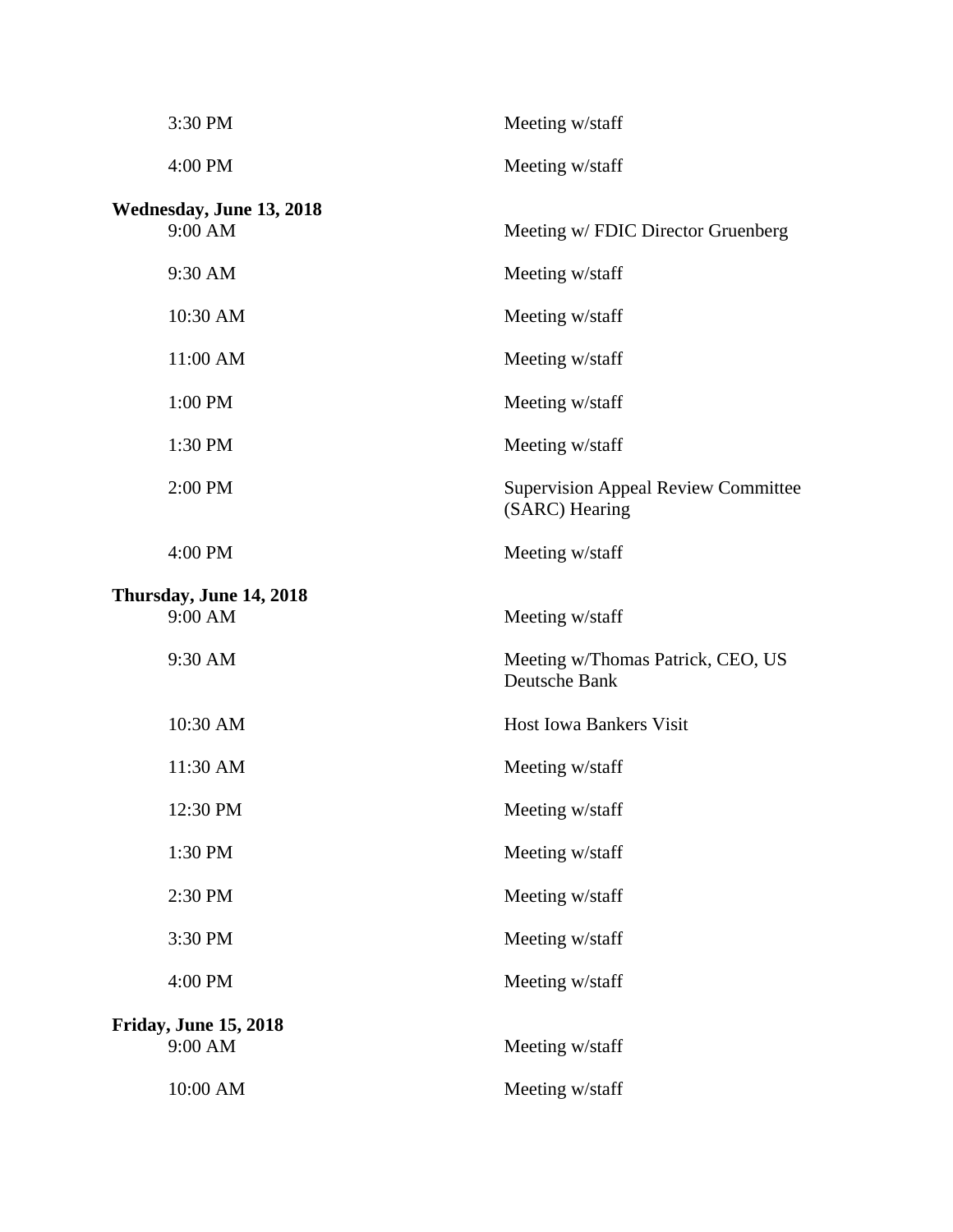| | |
|---|---|
| 3:30 PM | Meeting w/staff |
| 4:00 PM | Meeting w/staff |

**Wednesday, June 13, 2018**

| | |
|---|---|
| 9:00 AM | Meeting w/ FDIC Director Gruenberg |
| 9:30 AM | Meeting w/staff |
| 10:30 AM | Meeting w/staff |
| 11:00 AM | Meeting w/staff |
| 1:00 PM | Meeting w/staff |
| 1:30 PM | Meeting w/staff |
| 2:00 PM | Supervision Appeal Review Committee (SARC) Hearing |
| 4:00 PM | Meeting w/staff |

**Thursday, June 14, 2018**

| | |
|---|---|
| 9:00 AM | Meeting w/staff |
| 9:30 AM | Meeting w/Thomas Patrick, CEO, US Deutsche Bank |
| 10:30 AM | Host Iowa Bankers Visit |
| 11:30 AM | Meeting w/staff |
| 12:30 PM | Meeting w/staff |
| 1:30 PM | Meeting w/staff |
| 2:30 PM | Meeting w/staff |
| 3:30 PM | Meeting w/staff |
| 4:00 PM | Meeting w/staff |

**Friday, June 15, 2018**

| | |
|---|---|
| 9:00 AM | Meeting w/staff |
| 10:00 AM | Meeting w/staff |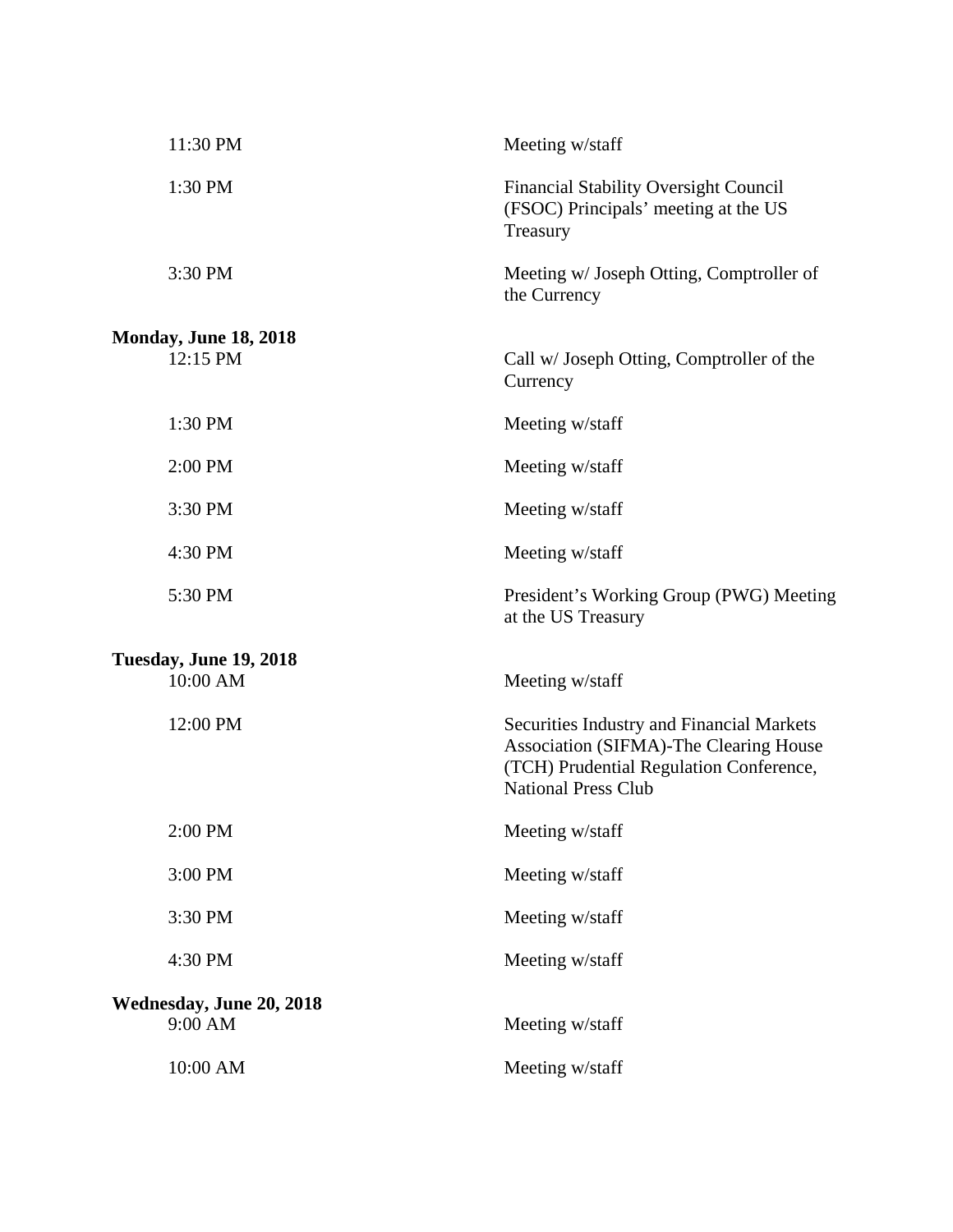| | |
|---|---|
| 11:30 PM | Meeting w/staff |
| 1:30 PM | Financial Stability Oversight Council (FSOC) Principals' meeting at the US Treasury |
| 3:30 PM | Meeting w/ Joseph Otting, Comptroller of the Currency |

**Monday, June 18, 2018**

| | |
|---|---|
| 12:15 PM | Call w/ Joseph Otting, Comptroller of the Currency |
| 1:30 PM | Meeting w/staff |
| 2:00 PM | Meeting w/staff |
| 3:30 PM | Meeting w/staff |
| 4:30 PM | Meeting w/staff |
| 5:30 PM | President's Working Group (PWG) Meeting at the US Treasury |

**Tuesday, June 19, 2018**

| | |
|---|---|
| 10:00 AM | Meeting w/staff |
| 12:00 PM | Securities Industry and Financial Markets Association (SIFMA)-The Clearing House (TCH) Prudential Regulation Conference, National Press Club |
| 2:00 PM | Meeting w/staff |
| 3:00 PM | Meeting w/staff |
| 3:30 PM | Meeting w/staff |
| 4:30 PM | Meeting w/staff |

**Wednesday, June 20, 2018**

| | |
|---|---|
| 9:00 AM | Meeting w/staff |
| 10:00 AM | Meeting w/staff |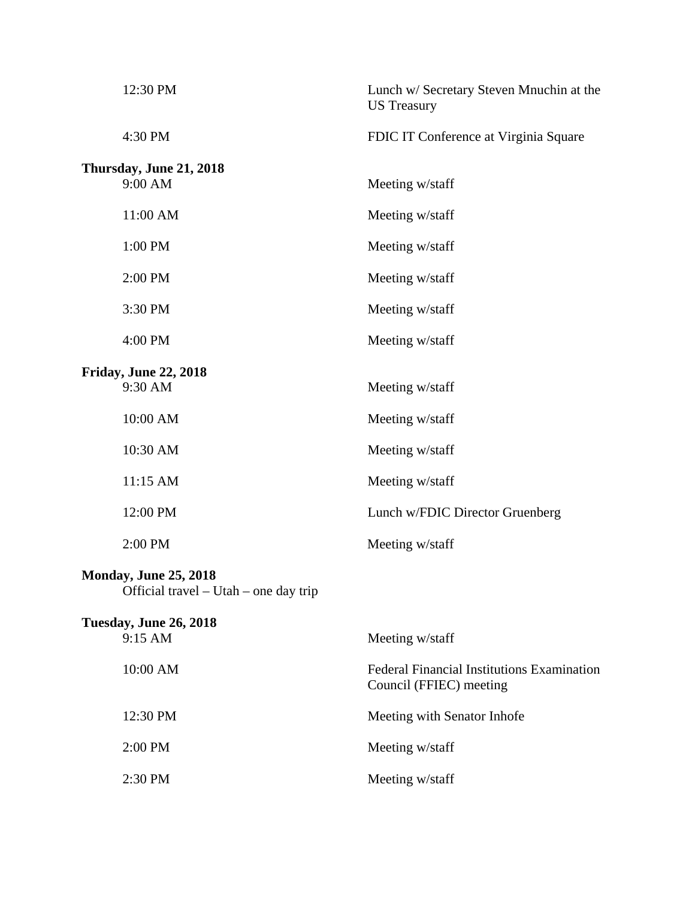12:30 PM — Lunch w/ Secretary Steven Mnuchin at the US Treasury

4:30 PM — FDIC IT Conference at Virginia Square

**Thursday, June 21, 2018**

9:00 AM — Meeting w/staff

11:00 AM — Meeting w/staff

1:00 PM — Meeting w/staff

2:00 PM — Meeting w/staff

3:30 PM — Meeting w/staff

4:00 PM — Meeting w/staff

**Friday, June 22, 2018**

9:30 AM — Meeting w/staff

10:00 AM — Meeting w/staff

10:30 AM — Meeting w/staff

11:15 AM — Meeting w/staff

12:00 PM — Lunch w/FDIC Director Gruenberg

2:00 PM — Meeting w/staff

**Monday, June 25, 2018**

Official travel – Utah – one day trip

**Tuesday, June 26, 2018**

9:15 AM — Meeting w/staff

10:00 AM — Federal Financial Institutions Examination Council (FFIEC) meeting

12:30 PM — Meeting with Senator Inhofe

2:00 PM — Meeting w/staff

2:30 PM — Meeting w/staff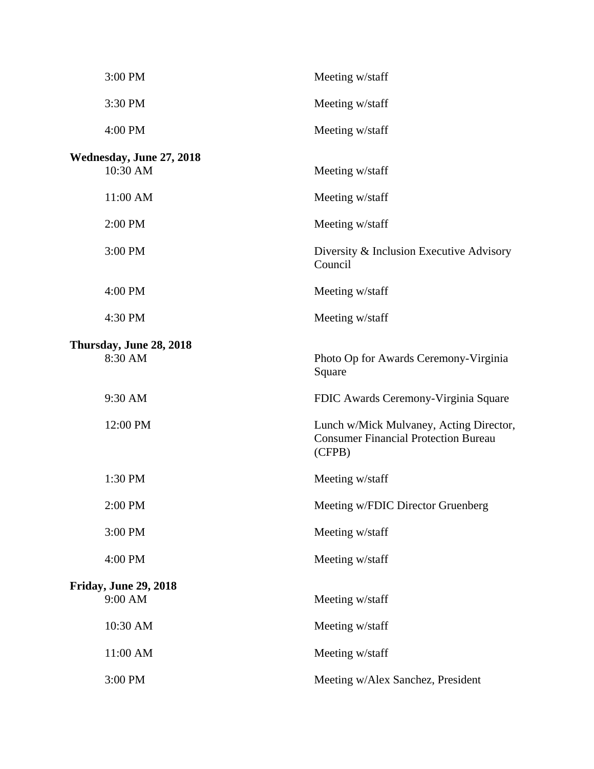| | |
|---|---|
| 3:00 PM | Meeting w/staff |
| 3:30 PM | Meeting w/staff |
| 4:00 PM | Meeting w/staff |

**Wednesday, June 27, 2018**

| | |
|---|---|
| 10:30 AM | Meeting w/staff |
| 11:00 AM | Meeting w/staff |
| 2:00 PM | Meeting w/staff |
| 3:00 PM | Diversity & Inclusion Executive Advisory Council |
| 4:00 PM | Meeting w/staff |
| 4:30 PM | Meeting w/staff |

**Thursday, June 28, 2018**

| | |
|---|---|
| 8:30 AM | Photo Op for Awards Ceremony-Virginia Square |
| 9:30 AM | FDIC Awards Ceremony-Virginia Square |
| 12:00 PM | Lunch w/Mick Mulvaney, Acting Director, Consumer Financial Protection Bureau (CFPB) |
| 1:30 PM | Meeting w/staff |
| 2:00 PM | Meeting w/FDIC Director Gruenberg |
| 3:00 PM | Meeting w/staff |
| 4:00 PM | Meeting w/staff |

**Friday, June 29, 2018**

| | |
|---|---|
| 9:00 AM | Meeting w/staff |
| 10:30 AM | Meeting w/staff |
| 11:00 AM | Meeting w/staff |
| 3:00 PM | Meeting w/Alex Sanchez, President |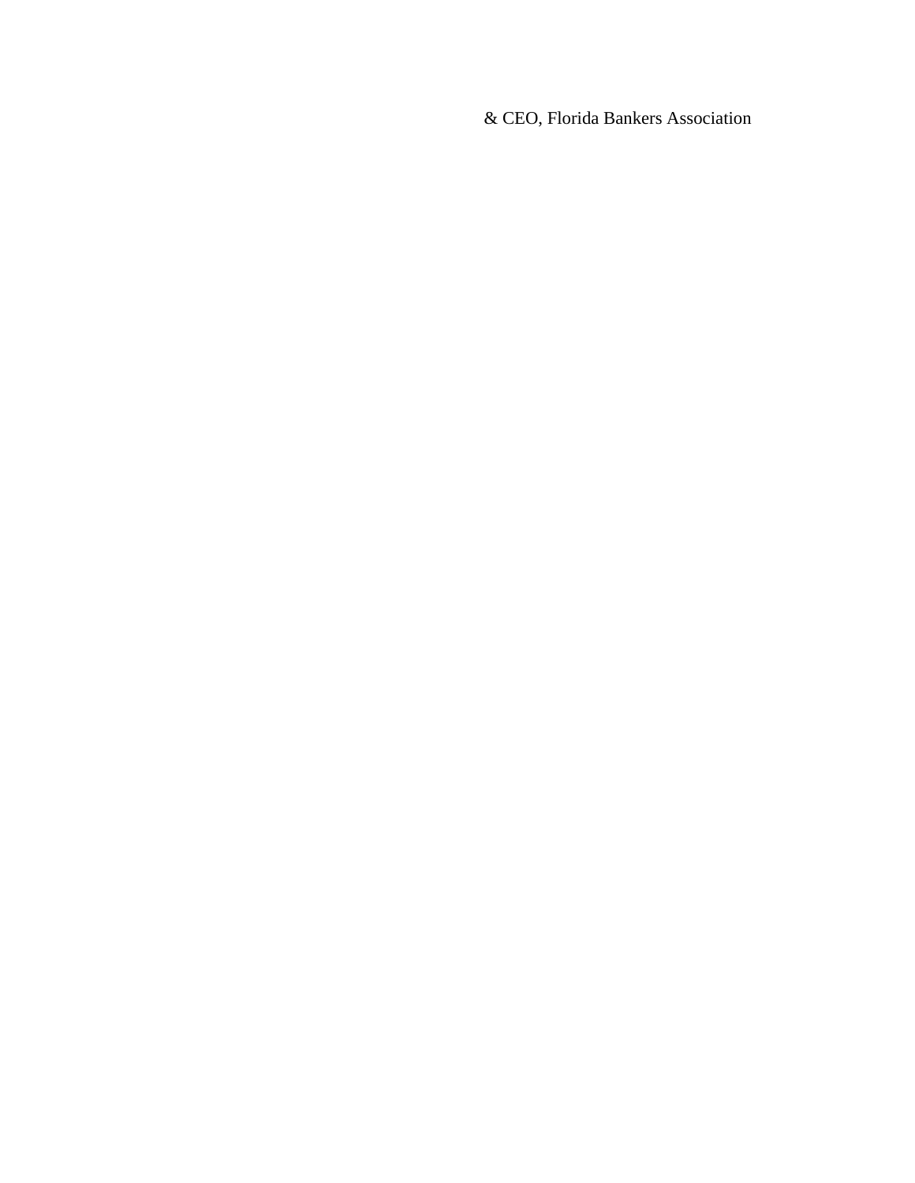& CEO, Florida Bankers Association